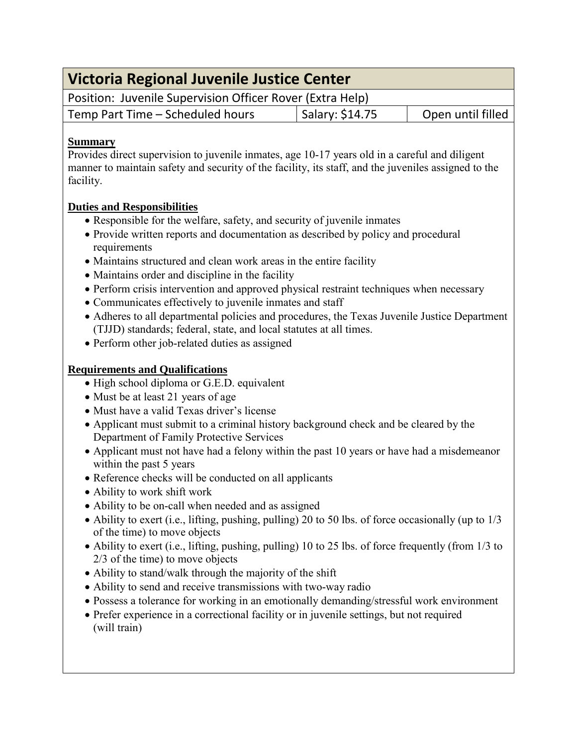# Victoria Regional Juvenile Justice Center

| Position: Juvenile Supervision Officer Rover (Extra Help) | | |
|---|---|---|
| Temp Part Time – Scheduled hours | Salary: $14.75 | Open until filled |

**Summary**

Provides direct supervision to juvenile inmates, age 10-17 years old in a careful and diligent manner to maintain safety and security of the facility, its staff, and the juveniles assigned to the facility.

**Duties and Responsibilities**

- Responsible for the welfare, safety, and security of juvenile inmates
- Provide written reports and documentation as described by policy and procedural requirements
- Maintains structured and clean work areas in the entire facility
- Maintains order and discipline in the facility
- Perform crisis intervention and approved physical restraint techniques when necessary
- Communicates effectively to juvenile inmates and staff
- Adheres to all departmental policies and procedures, the Texas Juvenile Justice Department (TJJD) standards; federal, state, and local statutes at all times.
- Perform other job-related duties as assigned

**Requirements and Qualifications**

- High school diploma or G.E.D. equivalent
- Must be at least 21 years of age
- Must have a valid Texas driver's license
- Applicant must submit to a criminal history background check and be cleared by the Department of Family Protective Services
- Applicant must not have had a felony within the past 10 years or have had a misdemeanor within the past 5 years
- Reference checks will be conducted on all applicants
- Ability to work shift work
- Ability to be on-call when needed and as assigned
- Ability to exert (i.e., lifting, pushing, pulling) 20 to 50 lbs. of force occasionally (up to 1/3 of the time) to move objects
- Ability to exert (i.e., lifting, pushing, pulling) 10 to 25 lbs. of force frequently (from 1/3 to 2/3 of the time) to move objects
- Ability to stand/walk through the majority of the shift
- Ability to send and receive transmissions with two-way radio
- Possess a tolerance for working in an emotionally demanding/stressful work environment
- Prefer experience in a correctional facility or in juvenile settings, but not required (will train)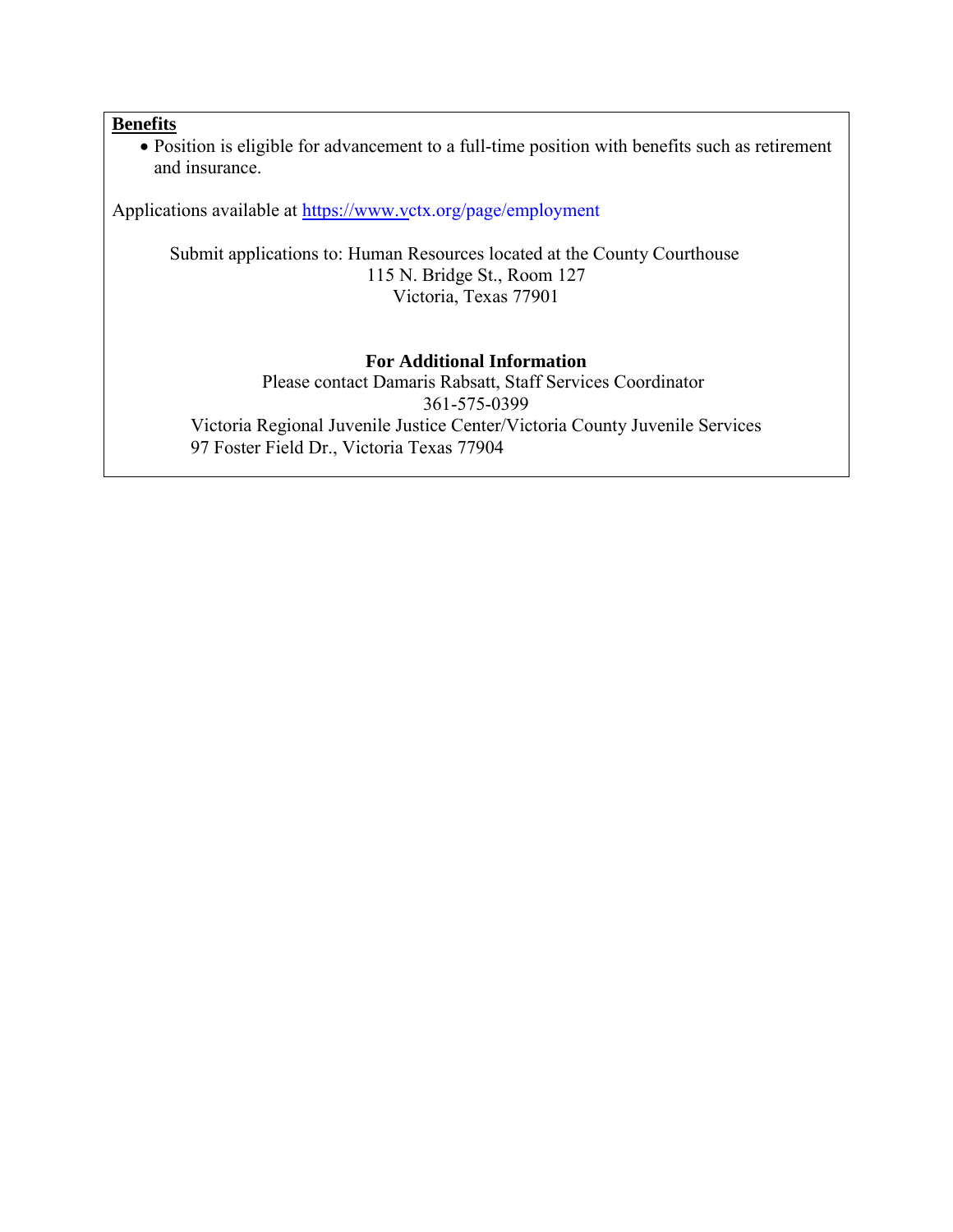**Benefits**

- Position is eligible for advancement to a full-time position with benefits such as retirement and insurance.

Applications available at https://www.vctx.org/page/employment

Submit applications to: Human Resources located at the County Courthouse
115 N. Bridge St., Room 127
Victoria, Texas 77901

**For Additional Information**

Please contact Damaris Rabsatt, Staff Services Coordinator
361-575-0399
Victoria Regional Juvenile Justice Center/Victoria County Juvenile Services
97 Foster Field Dr., Victoria Texas 77904